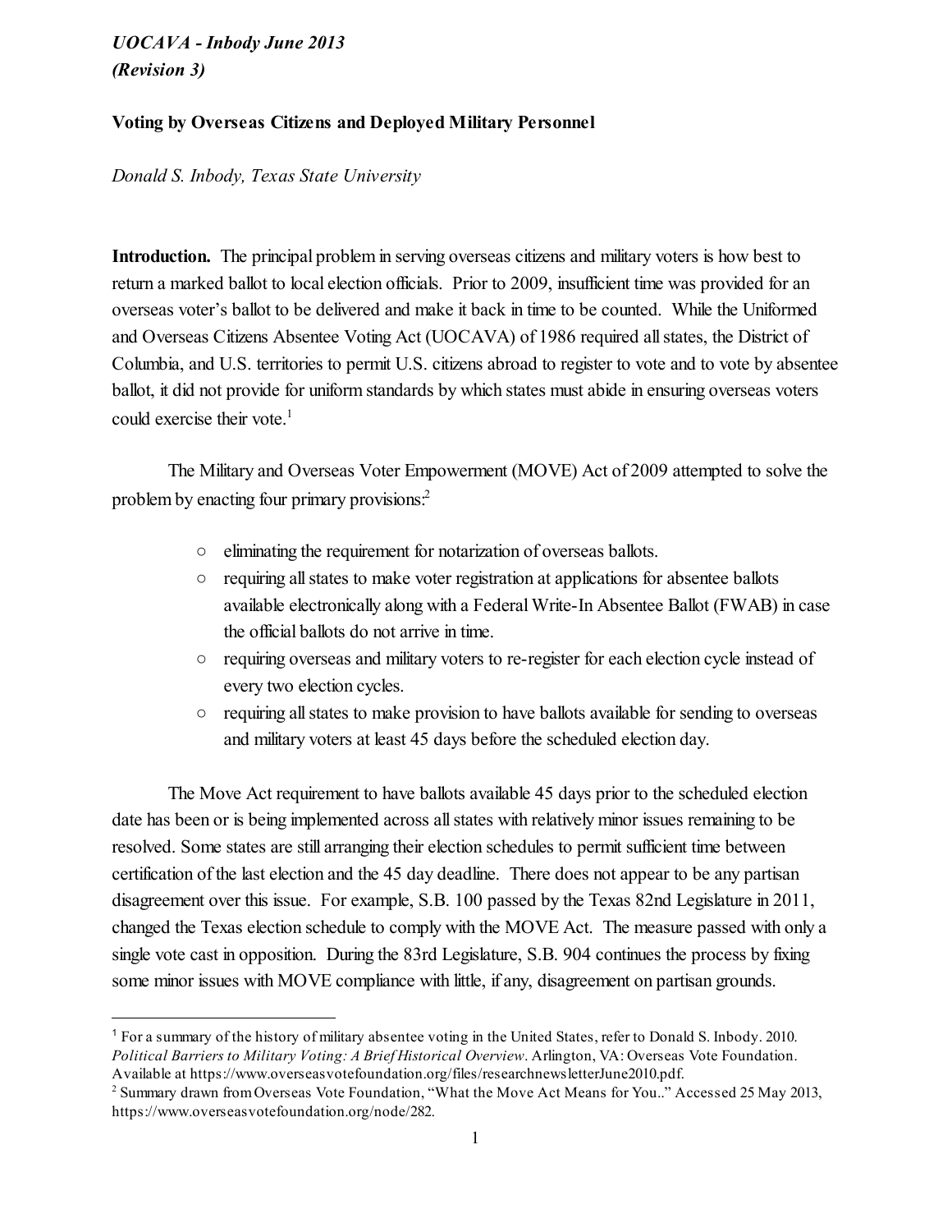*UOCAVA - Inbody June 2013*
*(Revision 3)*

**Voting by Overseas Citizens and Deployed Military Personnel**

*Donald S. Inbody, Texas State University*

**Introduction.** The principal problem in serving overseas citizens and military voters is how best to return a marked ballot to local election officials. Prior to 2009, insufficient time was provided for an overseas voter's ballot to be delivered and make it back in time to be counted. While the Uniformed and Overseas Citizens Absentee Voting Act (UOCAVA) of 1986 required all states, the District of Columbia, and U.S. territories to permit U.S. citizens abroad to register to vote and to vote by absentee ballot, it did not provide for uniform standards by which states must abide in ensuring overseas voters could exercise their vote.[1]

The Military and Overseas Voter Empowerment (MOVE) Act of 2009 attempted to solve the problem by enacting four primary provisions:[2]

- eliminating the requirement for notarization of overseas ballots.
- requiring all states to make voter registration at applications for absentee ballots available electronically along with a Federal Write-In Absentee Ballot (FWAB) in case the official ballots do not arrive in time.
- requiring overseas and military voters to re-register for each election cycle instead of every two election cycles.
- requiring all states to make provision to have ballots available for sending to overseas and military voters at least 45 days before the scheduled election day.

The Move Act requirement to have ballots available 45 days prior to the scheduled election date has been or is being implemented across all states with relatively minor issues remaining to be resolved. Some states are still arranging their election schedules to permit sufficient time between certification of the last election and the 45 day deadline. There does not appear to be any partisan disagreement over this issue. For example, S.B. 100 passed by the Texas 82nd Legislature in 2011, changed the Texas election schedule to comply with the MOVE Act. The measure passed with only a single vote cast in opposition. During the 83rd Legislature, S.B. 904 continues the process by fixing some minor issues with MOVE compliance with little, if any, disagreement on partisan grounds.

---

[1] For a summary of the history of military absentee voting in the United States, refer to Donald S. Inbody. 2010. *Political Barriers to Military Voting: A Brief Historical Overview*. Arlington, VA: Overseas Vote Foundation. Available at https://www.overseasvotefoundation.org/files/researchnewsletterJune2010.pdf.

[2] Summary drawn from Overseas Vote Foundation, "What the Move Act Means for You.." Accessed 25 May 2013, https://www.overseasvotefoundation.org/node/282.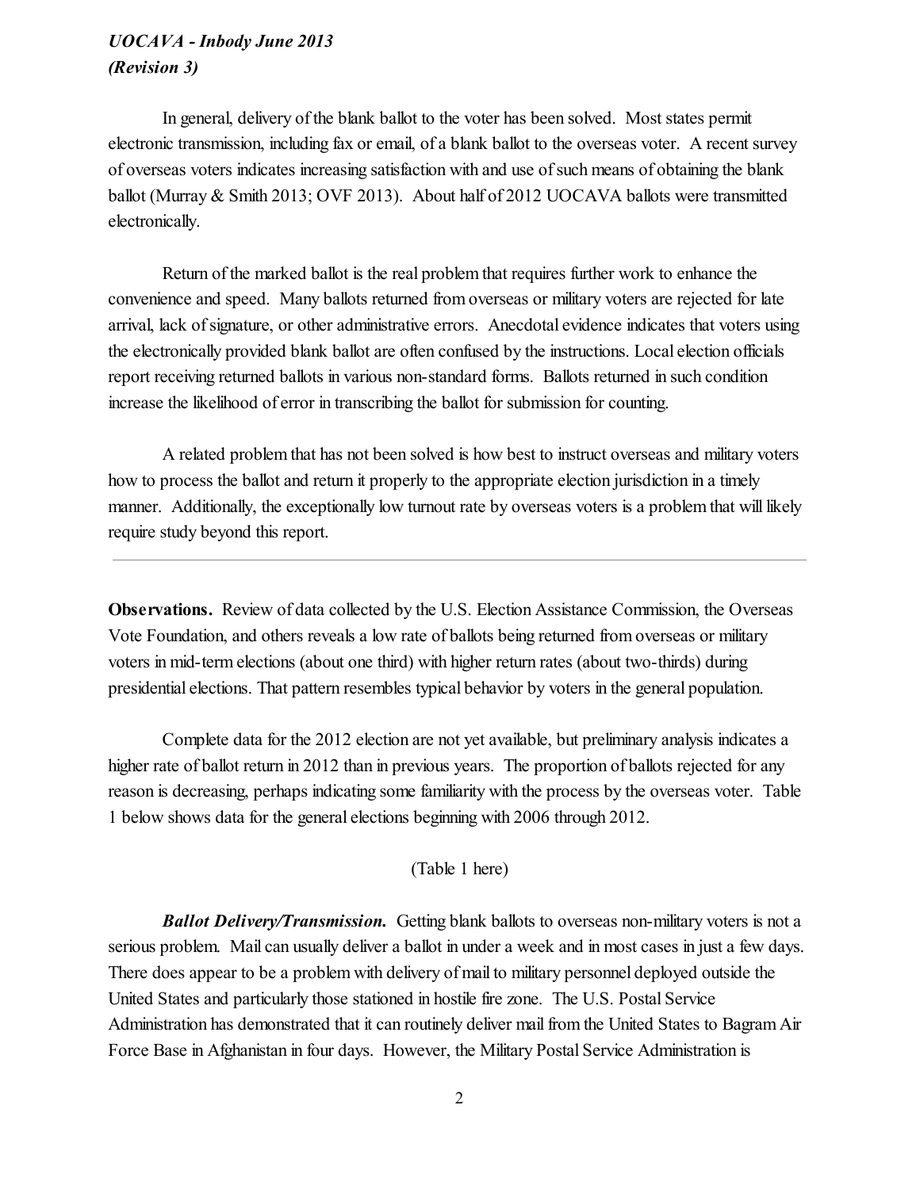In general, delivery of the blank ballot to the voter has been solved. Most states permit electronic transmission, including fax or email, of a blank ballot to the overseas voter. A recent survey of overseas voters indicates increasing satisfaction with and use of such means of obtaining the blank ballot (Murray & Smith 2013; OVF 2013). About half of 2012 UOCAVA ballots were transmitted electronically.

Return of the marked ballot is the real problem that requires further work to enhance the convenience and speed. Many ballots returned from overseas or military voters are rejected for late arrival, lack of signature, or other administrative errors. Anecdotal evidence indicates that voters using the electronically provided blank ballot are often confused by the instructions. Local election officials report receiving returned ballots in various non-standard forms. Ballots returned in such condition increase the likelihood of error in transcribing the ballot for submission for counting.

A related problem that has not been solved is how best to instruct overseas and military voters how to process the ballot and return it properly to the appropriate election jurisdiction in a timely manner. Additionally, the exceptionally low turnout rate by overseas voters is a problem that will likely require study beyond this report.

---

**Observations.** Review of data collected by the U.S. Election Assistance Commission, the Overseas Vote Foundation, and others reveals a low rate of ballots being returned from overseas or military voters in mid-term elections (about one third) with higher return rates (about two-thirds) during presidential elections. That pattern resembles typical behavior by voters in the general population.

Complete data for the 2012 election are not yet available, but preliminary analysis indicates a higher rate of ballot return in 2012 than in previous years. The proportion of ballots rejected for any reason is decreasing, perhaps indicating some familiarity with the process by the overseas voter. Table 1 below shows data for the general elections beginning with 2006 through 2012.

(Table 1 here)

***Ballot Delivery/Transmission.*** Getting blank ballots to overseas non-military voters is not a serious problem. Mail can usually deliver a ballot in under a week and in most cases in just a few days. There does appear to be a problem with delivery of mail to military personnel deployed outside the United States and particularly those stationed in hostile fire zone. The U.S. Postal Service Administration has demonstrated that it can routinely deliver mail from the United States to Bagram Air Force Base in Afghanistan in four days. However, the Military Postal Service Administration is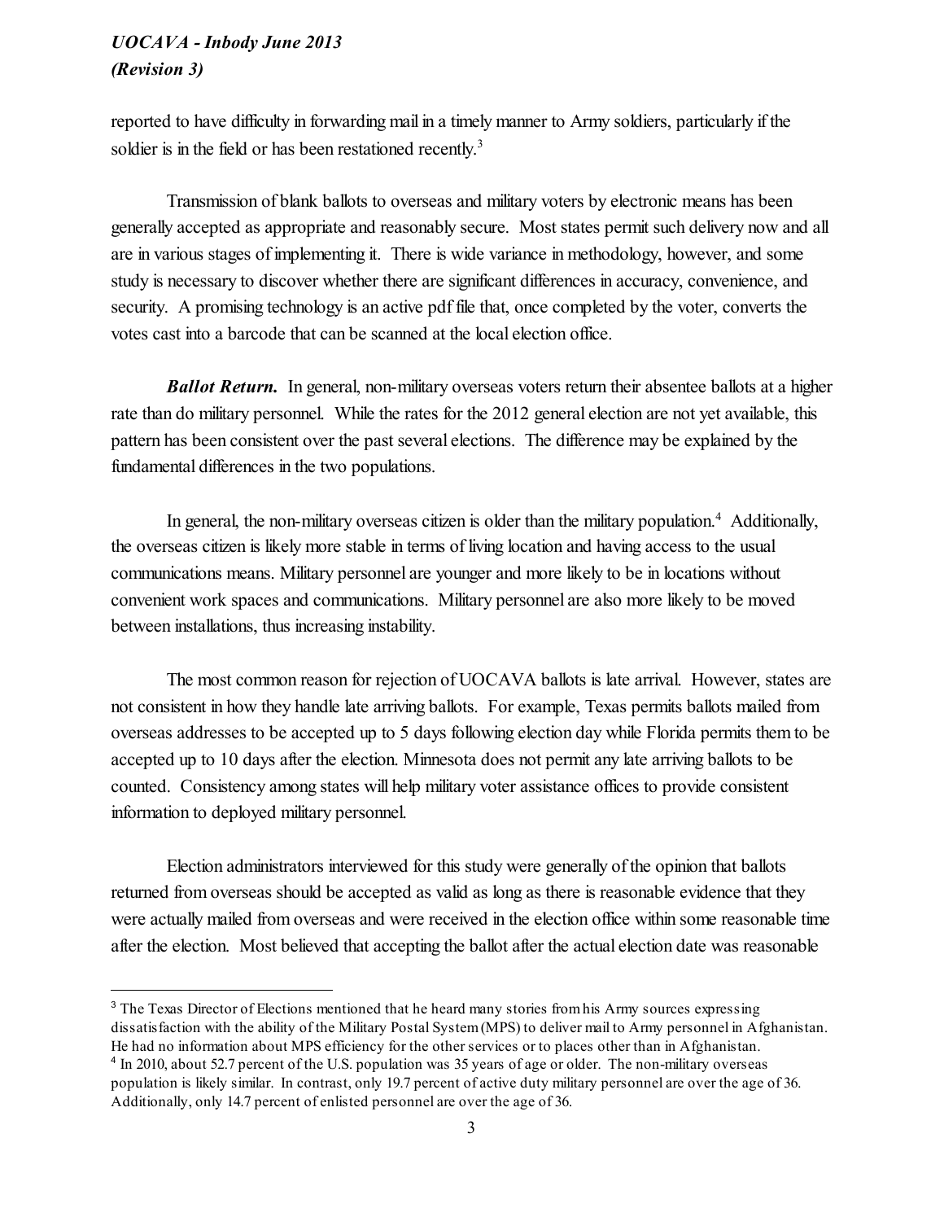reported to have difficulty in forwarding mail in a timely manner to Army soldiers, particularly if the soldier is in the field or has been restationed recently.[3]

Transmission of blank ballots to overseas and military voters by electronic means has been generally accepted as appropriate and reasonably secure. Most states permit such delivery now and all are in various stages of implementing it. There is wide variance in methodology, however, and some study is necessary to discover whether there are significant differences in accuracy, convenience, and security. A promising technology is an active pdf file that, once completed by the voter, converts the votes cast into a barcode that can be scanned at the local election office.

***Ballot Return.*** In general, non-military overseas voters return their absentee ballots at a higher rate than do military personnel. While the rates for the 2012 general election are not yet available, this pattern has been consistent over the past several elections. The difference may be explained by the fundamental differences in the two populations.

In general, the non-military overseas citizen is older than the military population.[4] Additionally, the overseas citizen is likely more stable in terms of living location and having access to the usual communications means. Military personnel are younger and more likely to be in locations without convenient work spaces and communications. Military personnel are also more likely to be moved between installations, thus increasing instability.

The most common reason for rejection of UOCAVA ballots is late arrival. However, states are not consistent in how they handle late arriving ballots. For example, Texas permits ballots mailed from overseas addresses to be accepted up to 5 days following election day while Florida permits them to be accepted up to 10 days after the election. Minnesota does not permit any late arriving ballots to be counted. Consistency among states will help military voter assistance offices to provide consistent information to deployed military personnel.

Election administrators interviewed for this study were generally of the opinion that ballots returned from overseas should be accepted as valid as long as there is reasonable evidence that they were actually mailed from overseas and were received in the election office within some reasonable time after the election. Most believed that accepting the ballot after the actual election date was reasonable

---

[3] The Texas Director of Elections mentioned that he heard many stories from his Army sources expressing dissatisfaction with the ability of the Military Postal System (MPS) to deliver mail to Army personnel in Afghanistan. He had no information about MPS efficiency for the other services or to places other than in Afghanistan.

[4] In 2010, about 52.7 percent of the U.S. population was 35 years of age or older. The non-military overseas population is likely similar. In contrast, only 19.7 percent of active duty military personnel are over the age of 36. Additionally, only 14.7 percent of enlisted personnel are over the age of 36.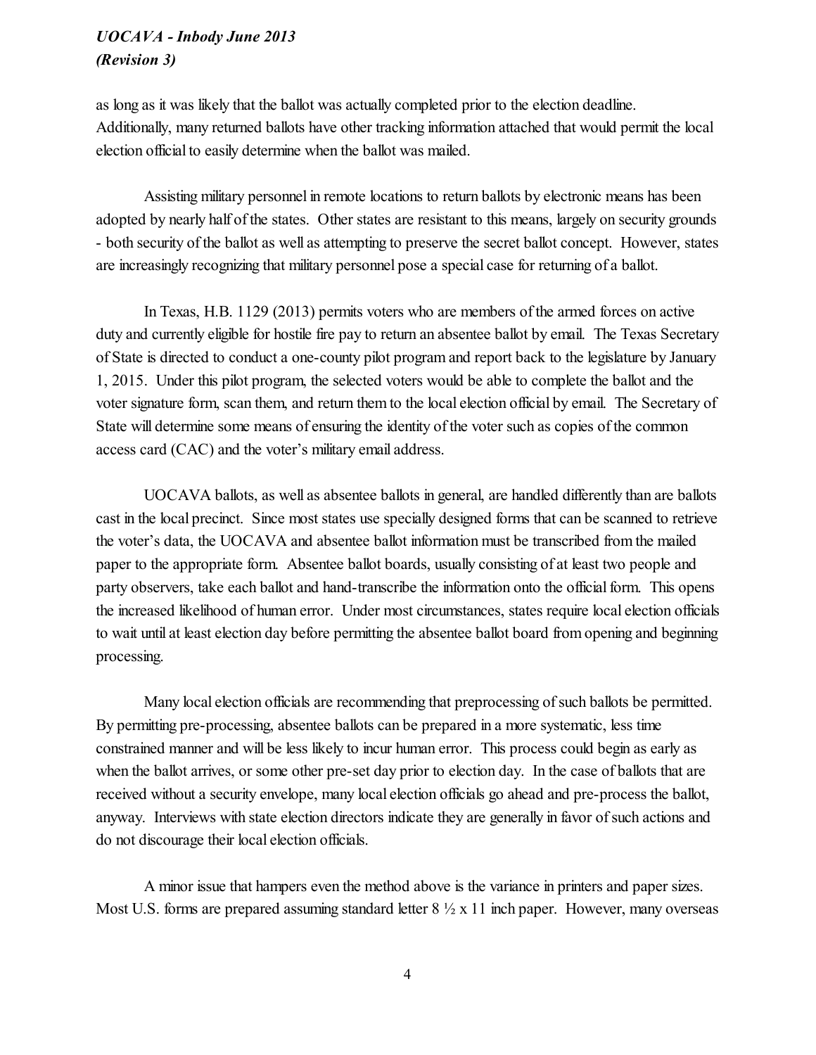as long as it was likely that the ballot was actually completed prior to the election deadline. Additionally, many returned ballots have other tracking information attached that would permit the local election official to easily determine when the ballot was mailed.

Assisting military personnel in remote locations to return ballots by electronic means has been adopted by nearly half of the states. Other states are resistant to this means, largely on security grounds - both security of the ballot as well as attempting to preserve the secret ballot concept. However, states are increasingly recognizing that military personnel pose a special case for returning of a ballot.

In Texas, H.B. 1129 (2013) permits voters who are members of the armed forces on active duty and currently eligible for hostile fire pay to return an absentee ballot by email. The Texas Secretary of State is directed to conduct a one-county pilot program and report back to the legislature by January 1, 2015. Under this pilot program, the selected voters would be able to complete the ballot and the voter signature form, scan them, and return them to the local election official by email. The Secretary of State will determine some means of ensuring the identity of the voter such as copies of the common access card (CAC) and the voter's military email address.

UOCAVA ballots, as well as absentee ballots in general, are handled differently than are ballots cast in the local precinct. Since most states use specially designed forms that can be scanned to retrieve the voter's data, the UOCAVA and absentee ballot information must be transcribed from the mailed paper to the appropriate form. Absentee ballot boards, usually consisting of at least two people and party observers, take each ballot and hand-transcribe the information onto the official form. This opens the increased likelihood of human error. Under most circumstances, states require local election officials to wait until at least election day before permitting the absentee ballot board from opening and beginning processing.

Many local election officials are recommending that preprocessing of such ballots be permitted. By permitting pre-processing, absentee ballots can be prepared in a more systematic, less time constrained manner and will be less likely to incur human error. This process could begin as early as when the ballot arrives, or some other pre-set day prior to election day. In the case of ballots that are received without a security envelope, many local election officials go ahead and pre-process the ballot, anyway. Interviews with state election directors indicate they are generally in favor of such actions and do not discourage their local election officials.

A minor issue that hampers even the method above is the variance in printers and paper sizes. Most U.S. forms are prepared assuming standard letter 8 ½ x 11 inch paper. However, many overseas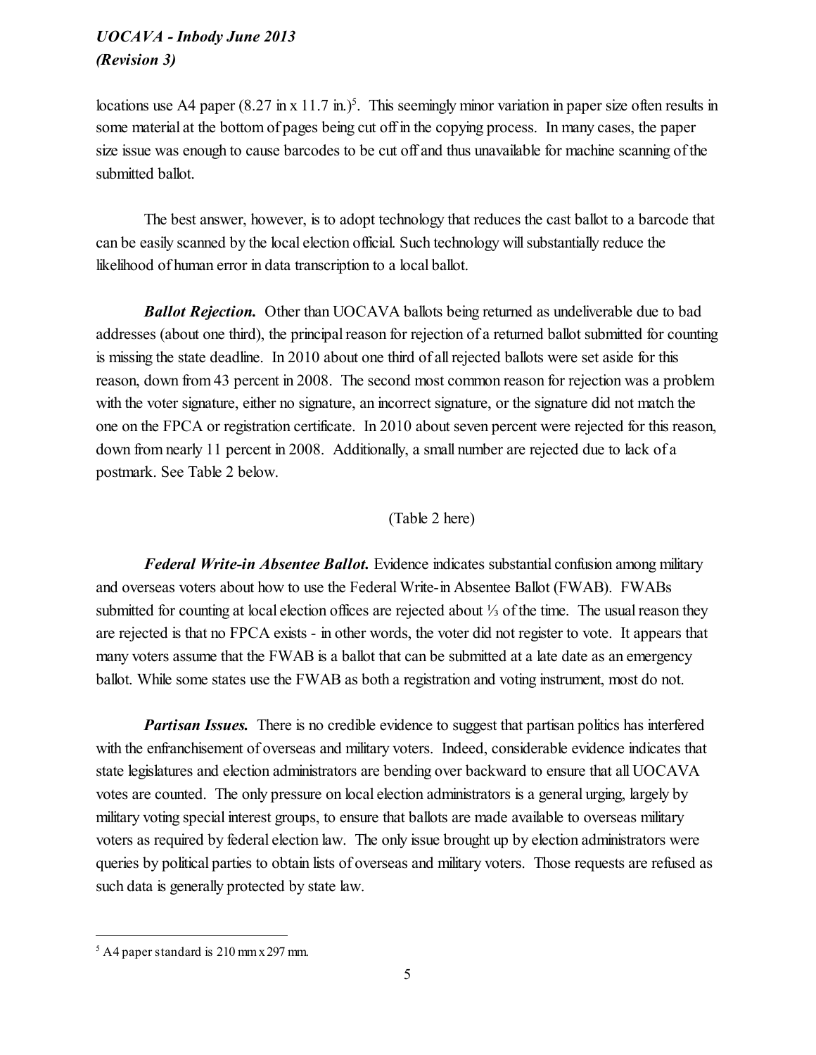locations use A4 paper (8.27 in x 11.7 in.)[5]. This seemingly minor variation in paper size often results in some material at the bottom of pages being cut off in the copying process. In many cases, the paper size issue was enough to cause barcodes to be cut off and thus unavailable for machine scanning of the submitted ballot.

The best answer, however, is to adopt technology that reduces the cast ballot to a barcode that can be easily scanned by the local election official. Such technology will substantially reduce the likelihood of human error in data transcription to a local ballot.

***Ballot Rejection.*** Other than UOCAVA ballots being returned as undeliverable due to bad addresses (about one third), the principal reason for rejection of a returned ballot submitted for counting is missing the state deadline. In 2010 about one third of all rejected ballots were set aside for this reason, down from 43 percent in 2008. The second most common reason for rejection was a problem with the voter signature, either no signature, an incorrect signature, or the signature did not match the one on the FPCA or registration certificate. In 2010 about seven percent were rejected for this reason, down from nearly 11 percent in 2008. Additionally, a small number are rejected due to lack of a postmark. See Table 2 below.

(Table 2 here)

***Federal Write-in Absentee Ballot.*** Evidence indicates substantial confusion among military and overseas voters about how to use the Federal Write-in Absentee Ballot (FWAB). FWABs submitted for counting at local election offices are rejected about ⅓ of the time. The usual reason they are rejected is that no FPCA exists - in other words, the voter did not register to vote. It appears that many voters assume that the FWAB is a ballot that can be submitted at a late date as an emergency ballot. While some states use the FWAB as both a registration and voting instrument, most do not.

***Partisan Issues.*** There is no credible evidence to suggest that partisan politics has interfered with the enfranchisement of overseas and military voters. Indeed, considerable evidence indicates that state legislatures and election administrators are bending over backward to ensure that all UOCAVA votes are counted. The only pressure on local election administrators is a general urging, largely by military voting special interest groups, to ensure that ballots are made available to overseas military voters as required by federal election law. The only issue brought up by election administrators were queries by political parties to obtain lists of overseas and military voters. Those requests are refused as such data is generally protected by state law.

---

[5] A4 paper standard is 210 mm x 297 mm.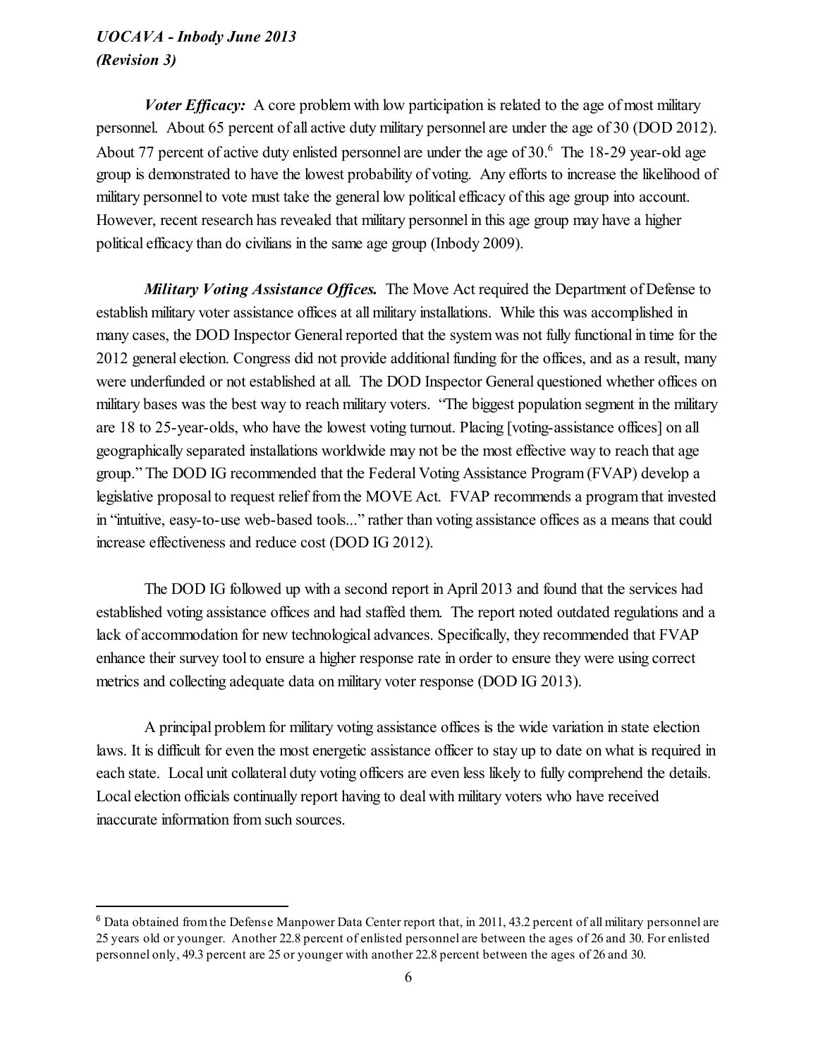***Voter Efficacy:*** A core problem with low participation is related to the age of most military personnel. About 65 percent of all active duty military personnel are under the age of 30 (DOD 2012). About 77 percent of active duty enlisted personnel are under the age of 30.[6] The 18-29 year-old age group is demonstrated to have the lowest probability of voting. Any efforts to increase the likelihood of military personnel to vote must take the general low political efficacy of this age group into account. However, recent research has revealed that military personnel in this age group may have a higher political efficacy than do civilians in the same age group (Inbody 2009).

***Military Voting Assistance Offices.*** The Move Act required the Department of Defense to establish military voter assistance offices at all military installations. While this was accomplished in many cases, the DOD Inspector General reported that the system was not fully functional in time for the 2012 general election. Congress did not provide additional funding for the offices, and as a result, many were underfunded or not established at all. The DOD Inspector General questioned whether offices on military bases was the best way to reach military voters. "The biggest population segment in the military are 18 to 25-year-olds, who have the lowest voting turnout. Placing [voting-assistance offices] on all geographically separated installations worldwide may not be the most effective way to reach that age group." The DOD IG recommended that the Federal Voting Assistance Program (FVAP) develop a legislative proposal to request relief from the MOVE Act. FVAP recommends a program that invested in "intuitive, easy-to-use web-based tools..." rather than voting assistance offices as a means that could increase effectiveness and reduce cost (DOD IG 2012).

The DOD IG followed up with a second report in April 2013 and found that the services had established voting assistance offices and had staffed them. The report noted outdated regulations and a lack of accommodation for new technological advances. Specifically, they recommended that FVAP enhance their survey tool to ensure a higher response rate in order to ensure they were using correct metrics and collecting adequate data on military voter response (DOD IG 2013).

A principal problem for military voting assistance offices is the wide variation in state election laws. It is difficult for even the most energetic assistance officer to stay up to date on what is required in each state. Local unit collateral duty voting officers are even less likely to fully comprehend the details. Local election officials continually report having to deal with military voters who have received inaccurate information from such sources.

---

[6] Data obtained from the Defense Manpower Data Center report that, in 2011, 43.2 percent of all military personnel are 25 years old or younger. Another 22.8 percent of enlisted personnel are between the ages of 26 and 30. For enlisted personnel only, 49.3 percent are 25 or younger with another 22.8 percent between the ages of 26 and 30.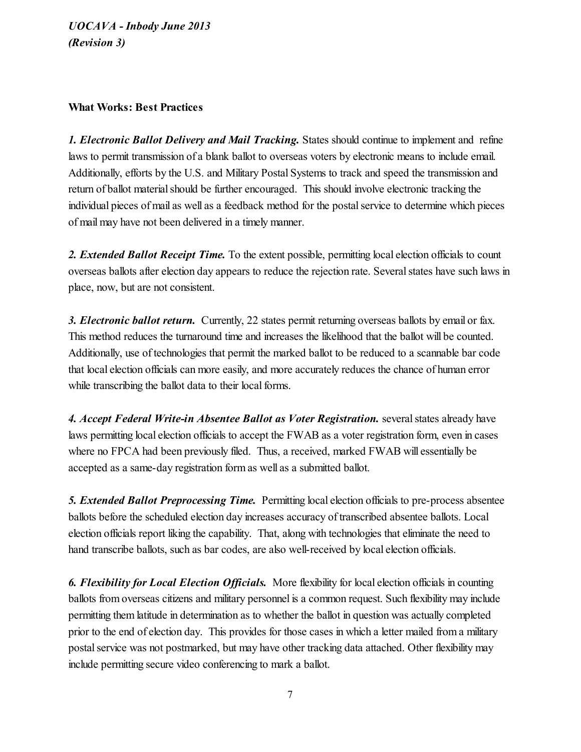**What Works: Best Practices**

***1. Electronic Ballot Delivery and Mail Tracking.*** States should continue to implement and refine laws to permit transmission of a blank ballot to overseas voters by electronic means to include email. Additionally, efforts by the U.S. and Military Postal Systems to track and speed the transmission and return of ballot material should be further encouraged. This should involve electronic tracking the individual pieces of mail as well as a feedback method for the postal service to determine which pieces of mail may have not been delivered in a timely manner.

***2. Extended Ballot Receipt Time.*** To the extent possible, permitting local election officials to count overseas ballots after election day appears to reduce the rejection rate. Several states have such laws in place, now, but are not consistent.

***3. Electronic ballot return.*** Currently, 22 states permit returning overseas ballots by email or fax. This method reduces the turnaround time and increases the likelihood that the ballot will be counted. Additionally, use of technologies that permit the marked ballot to be reduced to a scannable bar code that local election officials can more easily, and more accurately reduces the chance of human error while transcribing the ballot data to their local forms.

***4. Accept Federal Write-in Absentee Ballot as Voter Registration.*** several states already have laws permitting local election officials to accept the FWAB as a voter registration form, even in cases where no FPCA had been previously filed. Thus, a received, marked FWAB will essentially be accepted as a same-day registration form as well as a submitted ballot.

***5. Extended Ballot Preprocessing Time.*** Permitting local election officials to pre-process absentee ballots before the scheduled election day increases accuracy of transcribed absentee ballots. Local election officials report liking the capability. That, along with technologies that eliminate the need to hand transcribe ballots, such as bar codes, are also well-received by local election officials.

***6. Flexibility for Local Election Officials.*** More flexibility for local election officials in counting ballots from overseas citizens and military personnel is a common request. Such flexibility may include permitting them latitude in determination as to whether the ballot in question was actually completed prior to the end of election day. This provides for those cases in which a letter mailed from a military postal service was not postmarked, but may have other tracking data attached. Other flexibility may include permitting secure video conferencing to mark a ballot.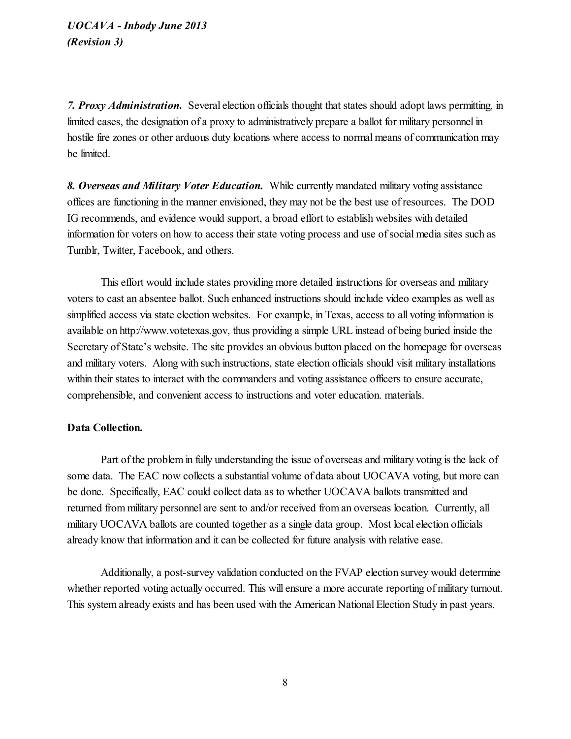***7. Proxy Administration.*** Several election officials thought that states should adopt laws permitting, in limited cases, the designation of a proxy to administratively prepare a ballot for military personnel in hostile fire zones or other arduous duty locations where access to normal means of communication may be limited.

***8. Overseas and Military Voter Education.*** While currently mandated military voting assistance offices are functioning in the manner envisioned, they may not be the best use of resources. The DOD IG recommends, and evidence would support, a broad effort to establish websites with detailed information for voters on how to access their state voting process and use of social media sites such as Tumblr, Twitter, Facebook, and others.

This effort would include states providing more detailed instructions for overseas and military voters to cast an absentee ballot. Such enhanced instructions should include video examples as well as simplified access via state election websites. For example, in Texas, access to all voting information is available on http://www.votetexas.gov, thus providing a simple URL instead of being buried inside the Secretary of State's website. The site provides an obvious button placed on the homepage for overseas and military voters. Along with such instructions, state election officials should visit military installations within their states to interact with the commanders and voting assistance officers to ensure accurate, comprehensible, and convenient access to instructions and voter education. materials.

**Data Collection.**

Part of the problem in fully understanding the issue of overseas and military voting is the lack of some data. The EAC now collects a substantial volume of data about UOCAVA voting, but more can be done. Specifically, EAC could collect data as to whether UOCAVA ballots transmitted and returned from military personnel are sent to and/or received from an overseas location. Currently, all military UOCAVA ballots are counted together as a single data group. Most local election officials already know that information and it can be collected for future analysis with relative ease.

Additionally, a post-survey validation conducted on the FVAP election survey would determine whether reported voting actually occurred. This will ensure a more accurate reporting of military turnout. This system already exists and has been used with the American National Election Study in past years.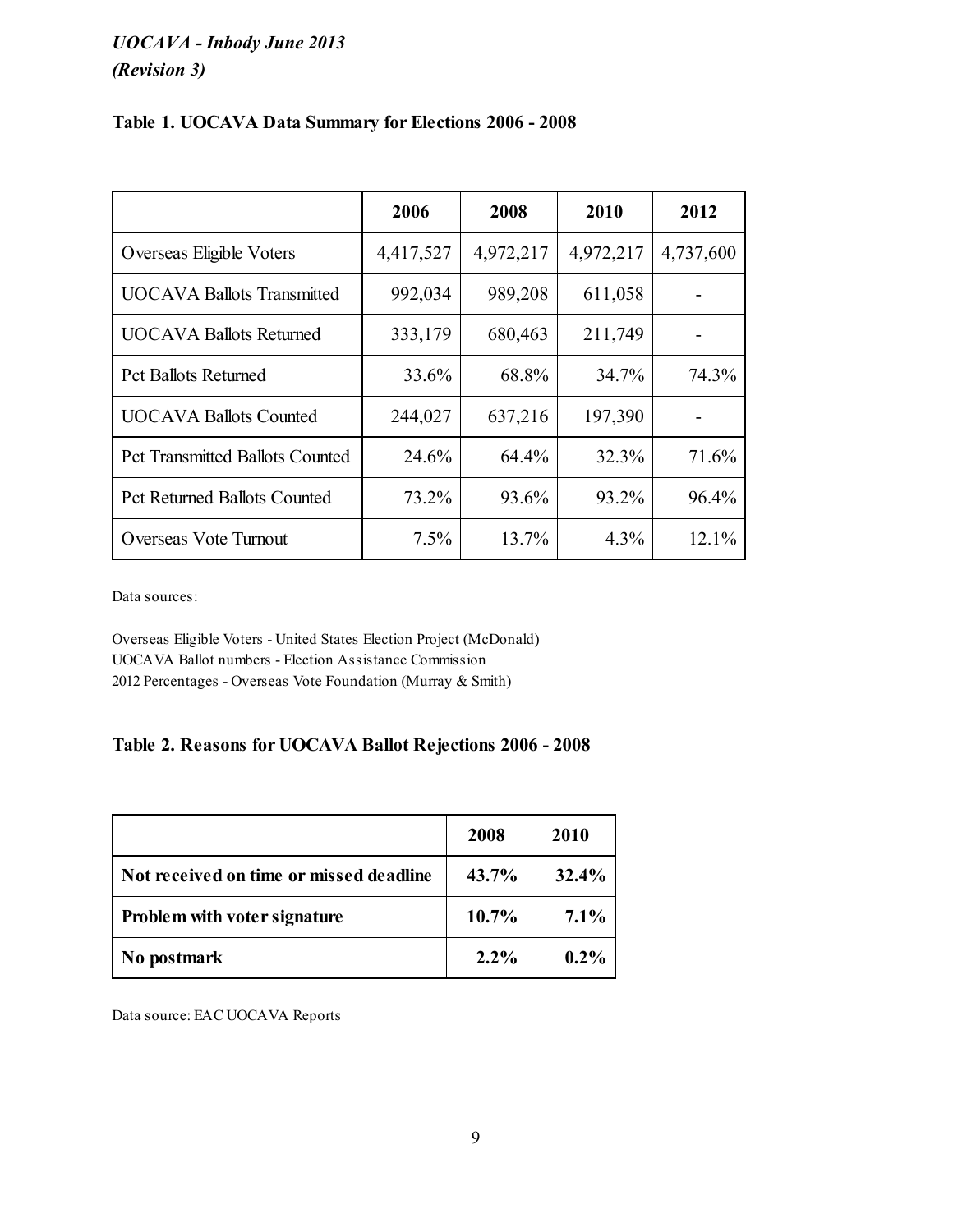**Table 1. UOCAVA Data Summary for Elections 2006 - 2008**

| | 2006 | 2008 | 2010 | 2012 |
|---|---|---|---|---|
| Overseas Eligible Voters | 4,417,527 | 4,972,217 | 4,972,217 | 4,737,600 |
| UOCAVA Ballots Transmitted | 992,034 | 989,208 | 611,058 | - |
| UOCAVA Ballots Returned | 333,179 | 680,463 | 211,749 | - |
| Pct Ballots Returned | 33.6% | 68.8% | 34.7% | 74.3% |
| UOCAVA Ballots Counted | 244,027 | 637,216 | 197,390 | - |
| Pct Transmitted Ballots Counted | 24.6% | 64.4% | 32.3% | 71.6% |
| Pct Returned Ballots Counted | 73.2% | 93.6% | 93.2% | 96.4% |
| Overseas Vote Turnout | 7.5% | 13.7% | 4.3% | 12.1% |

Data sources:

Overseas Eligible Voters - United States Election Project (McDonald)
UOCAVA Ballot numbers - Election Assistance Commission
2012 Percentages - Overseas Vote Foundation (Murray & Smith)

**Table 2. Reasons for UOCAVA Ballot Rejections 2006 - 2008**

| | 2008 | 2010 |
|---|---|---|
| **Not received on time or missed deadline** | **43.7%** | **32.4%** |
| **Problem with voter signature** | **10.7%** | **7.1%** |
| **No postmark** | **2.2%** | **0.2%** |

Data source: EAC UOCAVA Reports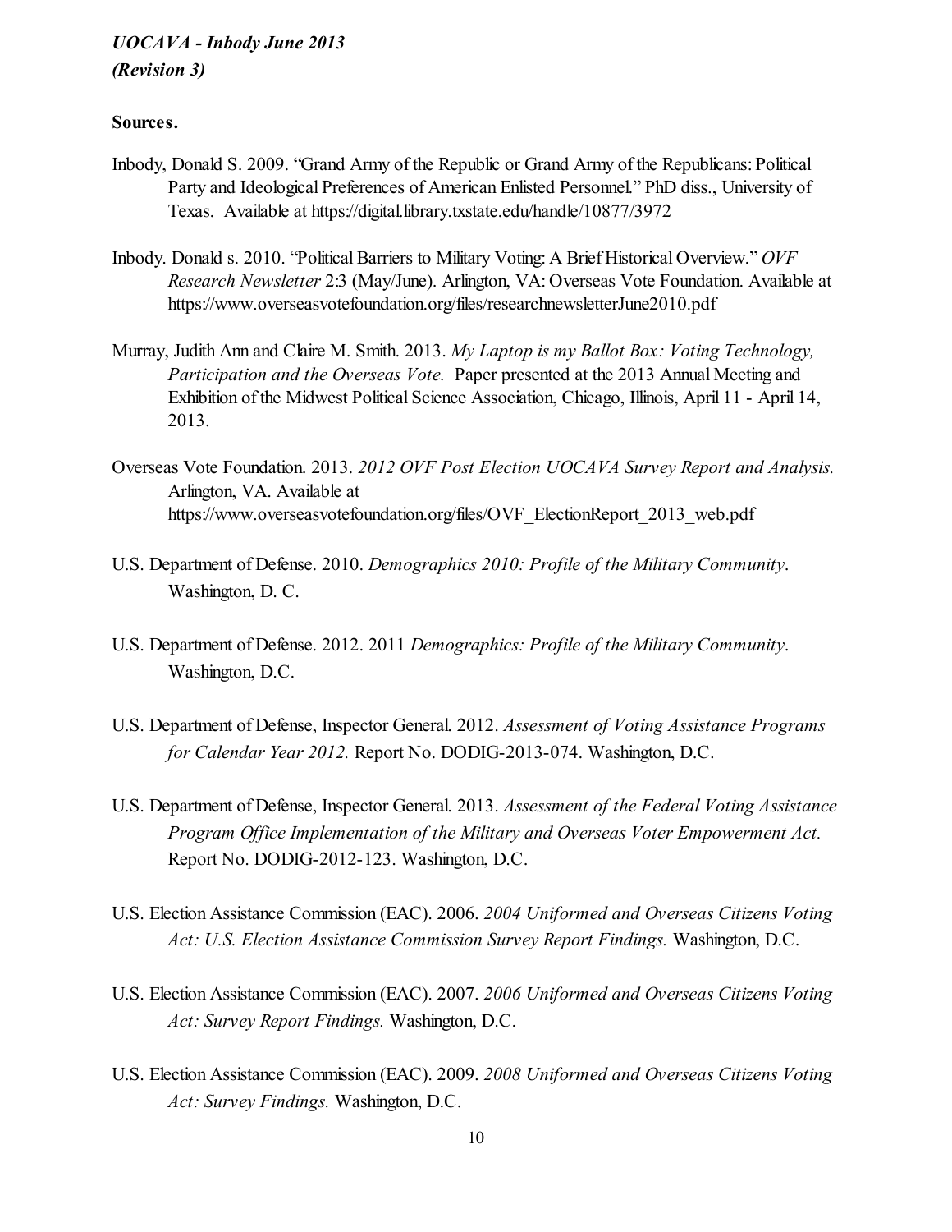**Sources.**

Inbody, Donald S. 2009. "Grand Army of the Republic or Grand Army of the Republicans: Political Party and Ideological Preferences of American Enlisted Personnel." PhD diss., University of Texas. Available at https://digital.library.txstate.edu/handle/10877/3972

Inbody. Donald s. 2010. "Political Barriers to Military Voting: A Brief Historical Overview." *OVF Research Newsletter* 2:3 (May/June). Arlington, VA: Overseas Vote Foundation. Available at https://www.overseasvotefoundation.org/files/researchnewsletterJune2010.pdf

Murray, Judith Ann and Claire M. Smith. 2013. *My Laptop is my Ballot Box: Voting Technology, Participation and the Overseas Vote.* Paper presented at the 2013 Annual Meeting and Exhibition of the Midwest Political Science Association, Chicago, Illinois, April 11 - April 14, 2013.

Overseas Vote Foundation. 2013. *2012 OVF Post Election UOCAVA Survey Report and Analysis.* Arlington, VA. Available at https://www.overseasvotefoundation.org/files/OVF_ElectionReport_2013_web.pdf

U.S. Department of Defense. 2010. *Demographics 2010: Profile of the Military Community*. Washington, D. C.

U.S. Department of Defense. 2012. 2011 *Demographics: Profile of the Military Community*. Washington, D.C.

U.S. Department of Defense, Inspector General. 2012. *Assessment of Voting Assistance Programs for Calendar Year 2012.* Report No. DODIG-2013-074. Washington, D.C.

U.S. Department of Defense, Inspector General. 2013. *Assessment of the Federal Voting Assistance Program Office Implementation of the Military and Overseas Voter Empowerment Act.* Report No. DODIG-2012-123. Washington, D.C.

U.S. Election Assistance Commission (EAC). 2006. *2004 Uniformed and Overseas Citizens Voting Act: U.S. Election Assistance Commission Survey Report Findings.* Washington, D.C.

U.S. Election Assistance Commission (EAC). 2007. *2006 Uniformed and Overseas Citizens Voting Act: Survey Report Findings.* Washington, D.C.

U.S. Election Assistance Commission (EAC). 2009. *2008 Uniformed and Overseas Citizens Voting Act: Survey Findings.* Washington, D.C.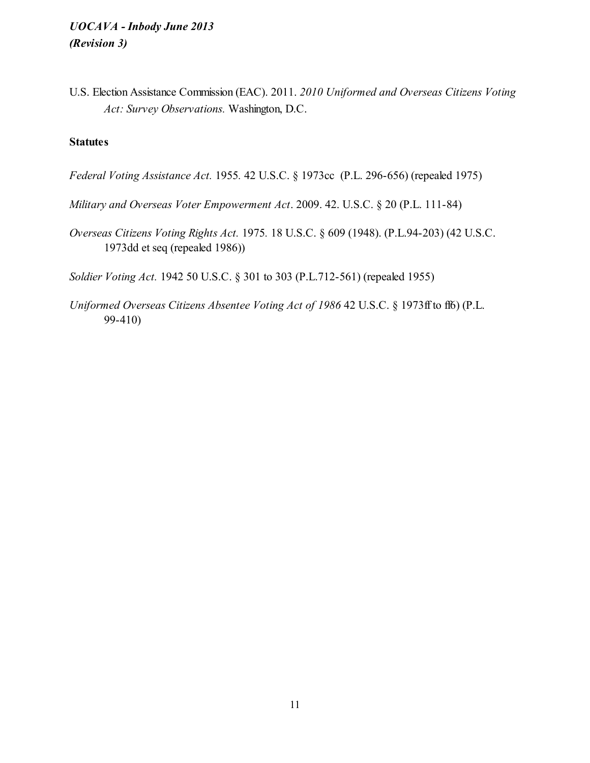U.S. Election Assistance Commission (EAC). 2011. *2010 Uniformed and Overseas Citizens Voting Act: Survey Observations.* Washington, D.C.

**Statutes**

*Federal Voting Assistance Act.* 1955. 42 U.S.C. § 1973cc (P.L. 296-656) (repealed 1975)

*Military and Overseas Voter Empowerment Act*. 2009. 42. U.S.C. § 20 (P.L. 111-84)

*Overseas Citizens Voting Rights Act.* 1975. 18 U.S.C. § 609 (1948). (P.L.94-203) (42 U.S.C. 1973dd et seq (repealed 1986))

*Soldier Voting Act.* 1942 50 U.S.C. § 301 to 303 (P.L.712-561) (repealed 1955)

*Uniformed Overseas Citizens Absentee Voting Act of 1986* 42 U.S.C. § 1973ff to ff6) (P.L. 99-410)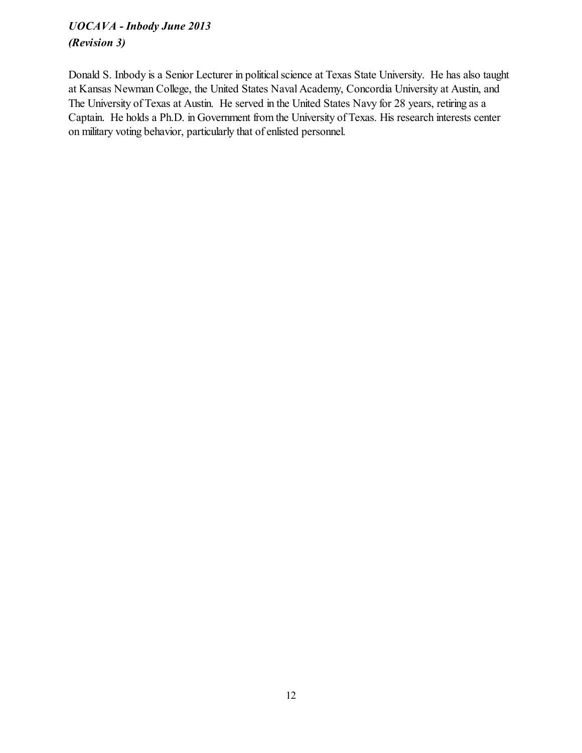Donald S. Inbody is a Senior Lecturer in political science at Texas State University. He has also taught at Kansas Newman College, the United States Naval Academy, Concordia University at Austin, and The University of Texas at Austin. He served in the United States Navy for 28 years, retiring as a Captain. He holds a Ph.D. in Government from the University of Texas. His research interests center on military voting behavior, particularly that of enlisted personnel.